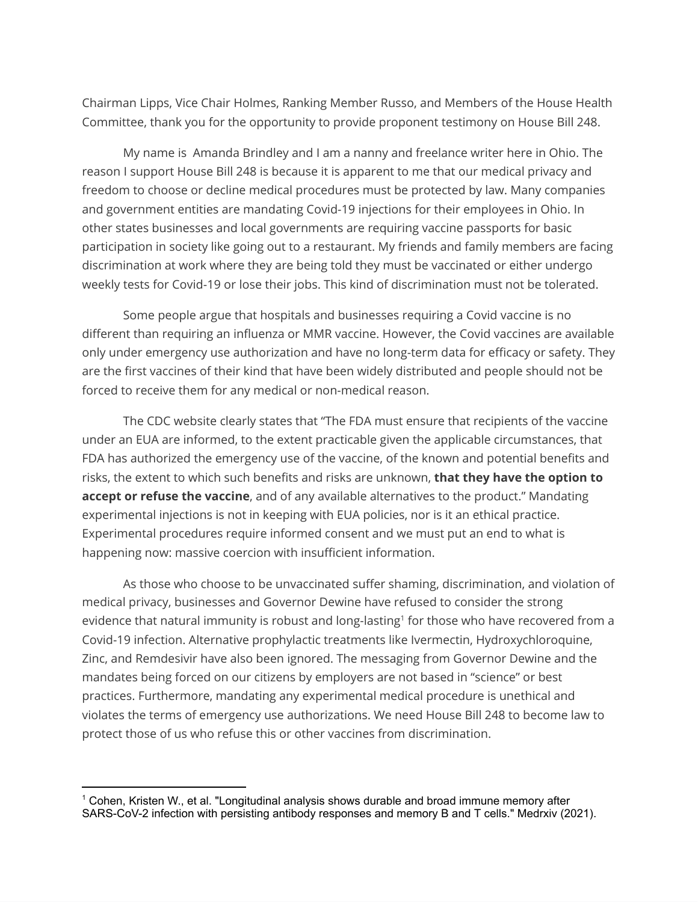Chairman Lipps, Vice Chair Holmes, Ranking Member Russo, and Members of the House Health Committee, thank you for the opportunity to provide proponent testimony on House Bill 248.

My name is  Amanda Brindley and I am a nanny and freelance writer here in Ohio. The reason I support House Bill 248 is because it is apparent to me that our medical privacy and freedom to choose or decline medical procedures must be protected by law. Many companies and government entities are mandating Covid-19 injections for their employees in Ohio. In other states businesses and local governments are requiring vaccine passports for basic participation in society like going out to a restaurant. My friends and family members are facing discrimination at work where they are being told they must be vaccinated or either undergo weekly tests for Covid-19 or lose their jobs. This kind of discrimination must not be tolerated.

Some people argue that hospitals and businesses requiring a Covid vaccine is no different than requiring an influenza or MMR vaccine. However, the Covid vaccines are available only under emergency use authorization and have no long-term data for efficacy or safety. They are the first vaccines of their kind that have been widely distributed and people should not be forced to receive them for any medical or non-medical reason.

The CDC website clearly states that "The FDA must ensure that recipients of the vaccine under an EUA are informed, to the extent practicable given the applicable circumstances, that FDA has authorized the emergency use of the vaccine, of the known and potential benefits and risks, the extent to which such benefits and risks are unknown, **that they have the option to accept or refuse the vaccine**, and of any available alternatives to the product." Mandating experimental injections is not in keeping with EUA policies, nor is it an ethical practice. Experimental procedures require informed consent and we must put an end to what is happening now: massive coercion with insufficient information.

As those who choose to be unvaccinated suffer shaming, discrimination, and violation of medical privacy, businesses and Governor Dewine have refused to consider the strong evidence that natural immunity is robust and long-lasting[1] for those who have recovered from a Covid-19 infection. Alternative prophylactic treatments like Ivermectin, Hydroxychloroquine, Zinc, and Remdesivir have also been ignored. The messaging from Governor Dewine and the mandates being forced on our citizens by employers are not based in "science" or best practices. Furthermore, mandating any experimental medical procedure is unethical and violates the terms of emergency use authorizations. We need House Bill 248 to become law to protect those of us who refuse this or other vaccines from discrimination.

---

[1] Cohen, Kristen W., et al. "Longitudinal analysis shows durable and broad immune memory after SARS-CoV-2 infection with persisting antibody responses and memory B and T cells." Medrxiv (2021).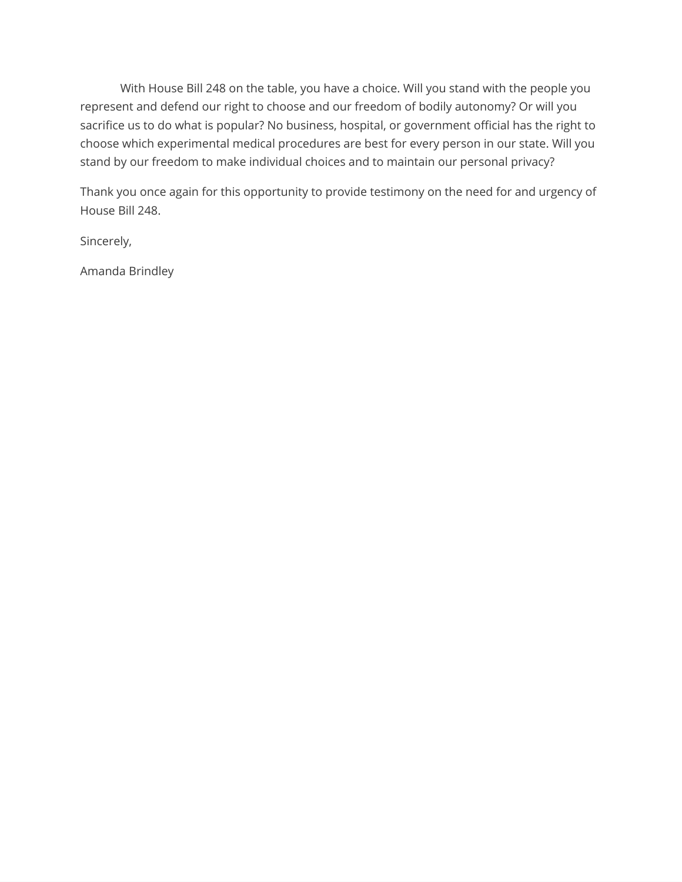With House Bill 248 on the table, you have a choice. Will you stand with the people you represent and defend our right to choose and our freedom of bodily autonomy? Or will you sacrifice us to do what is popular? No business, hospital, or government official has the right to choose which experimental medical procedures are best for every person in our state. Will you stand by our freedom to make individual choices and to maintain our personal privacy?

Thank you once again for this opportunity to provide testimony on the need for and urgency of House Bill 248.

Sincerely,

Amanda Brindley